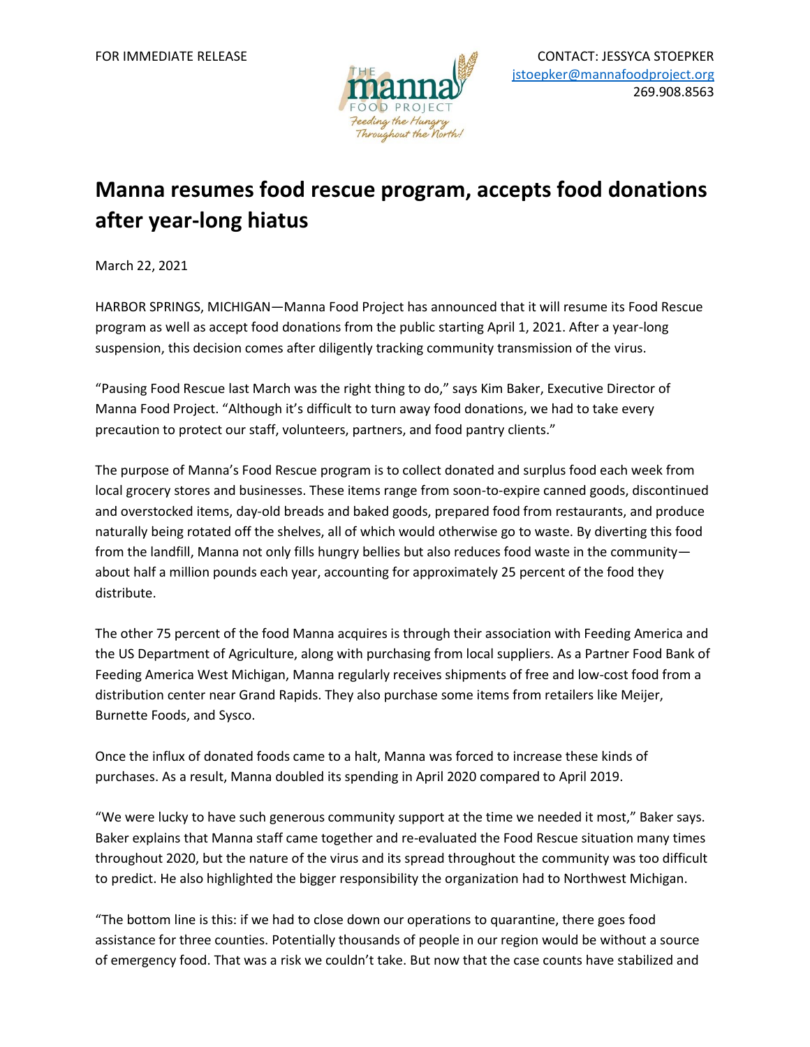FOR IMMEDIATE RELEASE

CONTACT: JESSYCA STOEPKER
jstoepker@mannafoodproject.org
269.908.8563

THE manna FOOD PROJECT
Feeding the Hungry Throughout the North!

# Manna resumes food rescue program, accepts food donations after year-long hiatus

March 22, 2021

HARBOR SPRINGS, MICHIGAN—Manna Food Project has announced that it will resume its Food Rescue program as well as accept food donations from the public starting April 1, 2021. After a year-long suspension, this decision comes after diligently tracking community transmission of the virus.

"Pausing Food Rescue last March was the right thing to do," says Kim Baker, Executive Director of Manna Food Project. "Although it's difficult to turn away food donations, we had to take every precaution to protect our staff, volunteers, partners, and food pantry clients."

The purpose of Manna's Food Rescue program is to collect donated and surplus food each week from local grocery stores and businesses. These items range from soon-to-expire canned goods, discontinued and overstocked items, day-old breads and baked goods, prepared food from restaurants, and produce naturally being rotated off the shelves, all of which would otherwise go to waste. By diverting this food from the landfill, Manna not only fills hungry bellies but also reduces food waste in the community—about half a million pounds each year, accounting for approximately 25 percent of the food they distribute.

The other 75 percent of the food Manna acquires is through their association with Feeding America and the US Department of Agriculture, along with purchasing from local suppliers. As a Partner Food Bank of Feeding America West Michigan, Manna regularly receives shipments of free and low-cost food from a distribution center near Grand Rapids. They also purchase some items from retailers like Meijer, Burnette Foods, and Sysco.

Once the influx of donated foods came to a halt, Manna was forced to increase these kinds of purchases. As a result, Manna doubled its spending in April 2020 compared to April 2019.

"We were lucky to have such generous community support at the time we needed it most," Baker says. Baker explains that Manna staff came together and re-evaluated the Food Rescue situation many times throughout 2020, but the nature of the virus and its spread throughout the community was too difficult to predict. He also highlighted the bigger responsibility the organization had to Northwest Michigan.

"The bottom line is this: if we had to close down our operations to quarantine, there goes food assistance for three counties. Potentially thousands of people in our region would be without a source of emergency food. That was a risk we couldn't take. But now that the case counts have stabilized and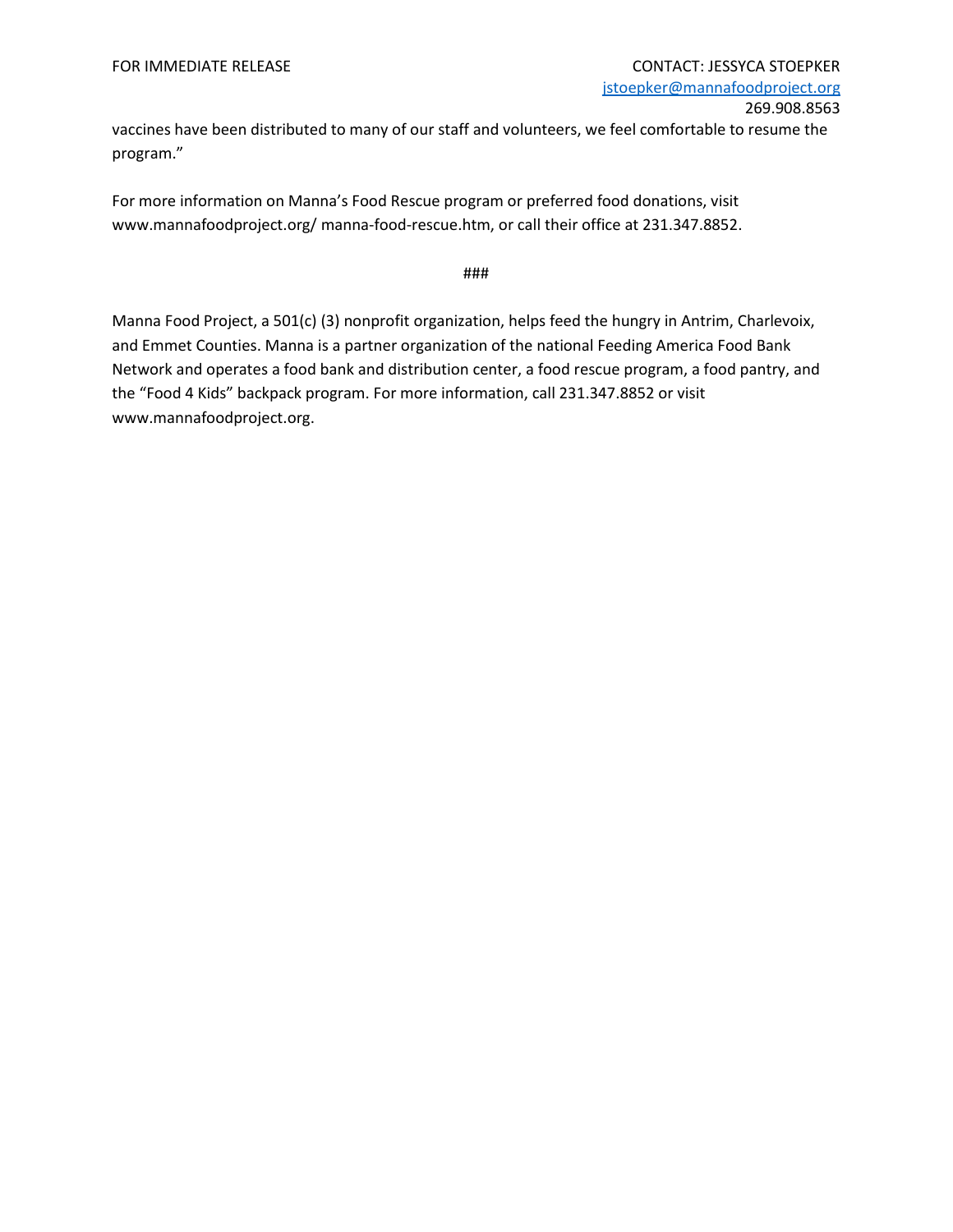vaccines have been distributed to many of our staff and volunteers, we feel comfortable to resume the program."

For more information on Manna's Food Rescue program or preferred food donations, visit www.mannafoodproject.org/ manna-food-rescue.htm, or call their office at 231.347.8852.

###

Manna Food Project, a 501(c) (3) nonprofit organization, helps feed the hungry in Antrim, Charlevoix, and Emmet Counties. Manna is a partner organization of the national Feeding America Food Bank Network and operates a food bank and distribution center, a food rescue program, a food pantry, and the "Food 4 Kids" backpack program. For more information, call 231.347.8852 or visit www.mannafoodproject.org.